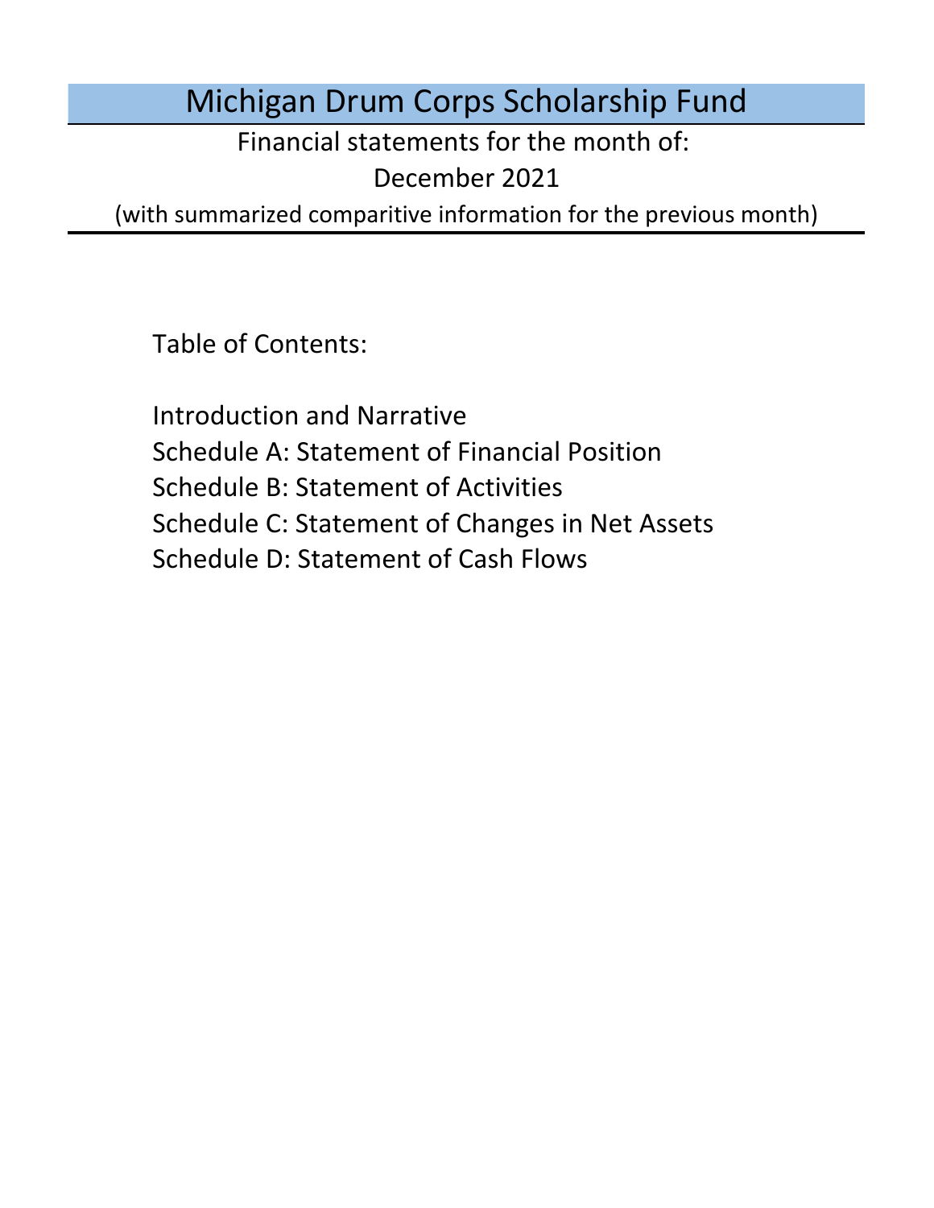# Michigan Drum Corps Scholarship Fund

Financial statements for the month of:

December 2021

(with summarized comparitive information for the previous month)

Table of Contents:

- Introduction and Narrative
- Schedule A: Statement of Financial Position
- Schedule B: Statement of Activities
- Schedule C: Statement of Changes in Net Assets
- Schedule D: Statement of Cash Flows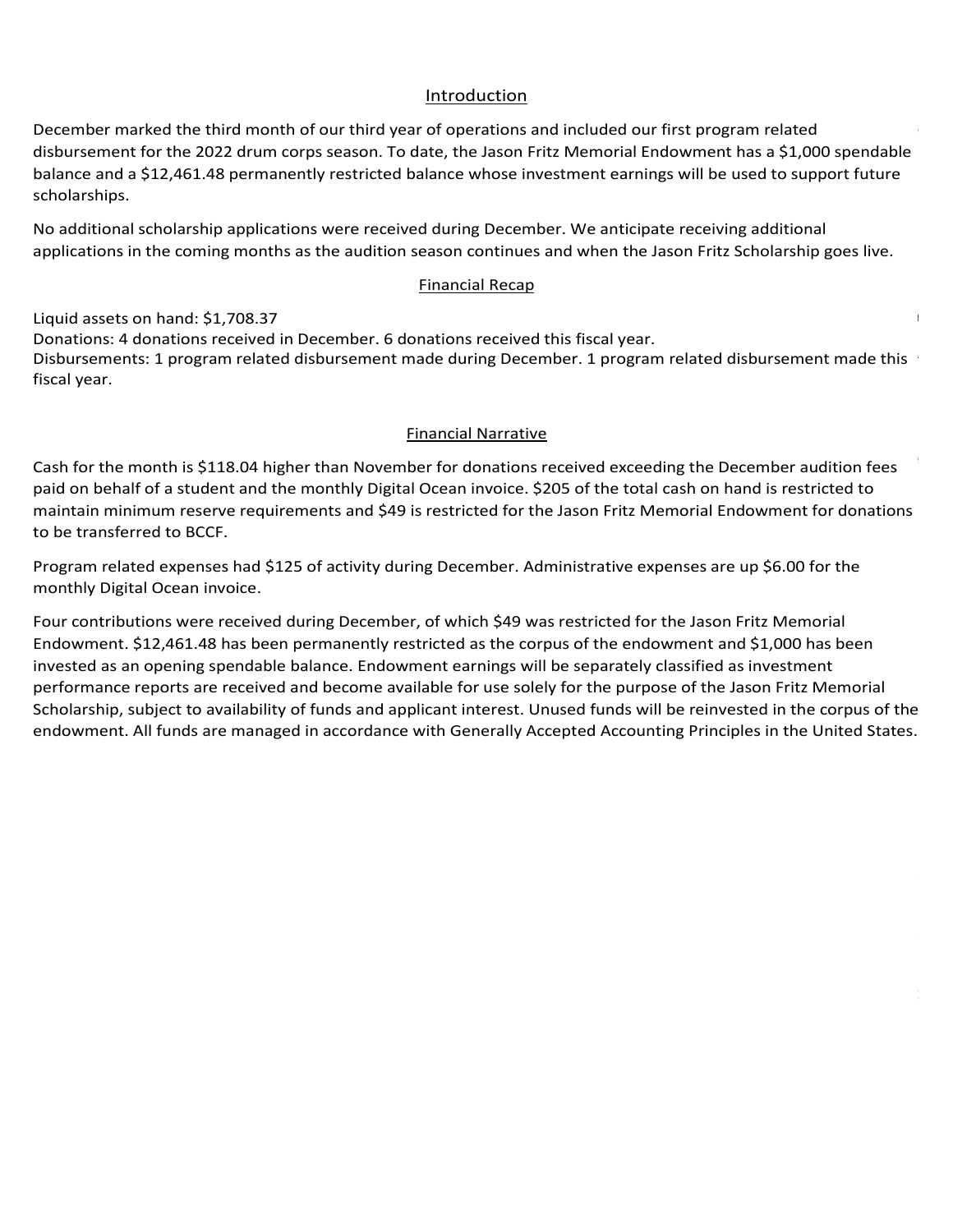## Introduction

December marked the third month of our third year of operations and included our first program related disbursement for the 2022 drum corps season. To date, the Jason Fritz Memorial Endowment has a $1,000 spendable balance and a $12,461.48 permanently restricted balance whose investment earnings will be used to support future scholarships.

No additional scholarship applications were received during December. We anticipate receiving additional applications in the coming months as the audition season continues and when the Jason Fritz Scholarship goes live.

## Financial Recap

Liquid assets on hand: $1,708.37
Donations: 4 donations received in December. 6 donations received this fiscal year.
Disbursements: 1 program related disbursement made during December. 1 program related disbursement made this fiscal year.

## Financial Narrative

Cash for the month is $118.04 higher than November for donations received exceeding the December audition fees paid on behalf of a student and the monthly Digital Ocean invoice. $205 of the total cash on hand is restricted to maintain minimum reserve requirements and $49 is restricted for the Jason Fritz Memorial Endowment for donations to be transferred to BCCF.

Program related expenses had $125 of activity during December. Administrative expenses are up $6.00 for the monthly Digital Ocean invoice.

Four contributions were received during December, of which $49 was restricted for the Jason Fritz Memorial Endowment. $12,461.48 has been permanently restricted as the corpus of the endowment and $1,000 has been invested as an opening spendable balance. Endowment earnings will be separately classified as investment performance reports are received and become available for use solely for the purpose of the Jason Fritz Memorial Scholarship, subject to availability of funds and applicant interest. Unused funds will be reinvested in the corpus of the endowment. All funds are managed in accordance with Generally Accepted Accounting Principles in the United States.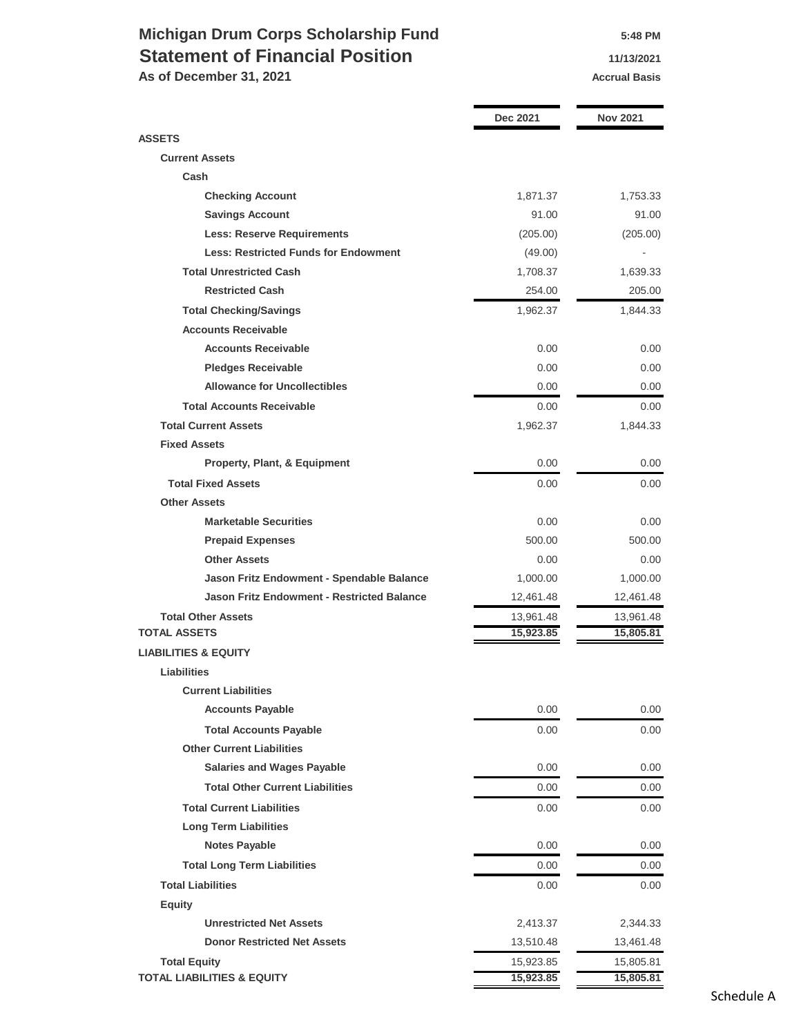# Michigan Drum Corps Scholarship Fund
## Statement of Financial Position
**As of December 31, 2021**

5:48 PM
11/13/2021
Accrual Basis

| | Dec 2021 | Nov 2021 |
|---|---|---|
| **ASSETS** | | |
| **Current Assets** | | |
| **Cash** | | |
| **Checking Account** | 1,871.37 | 1,753.33 |
| **Savings Account** | 91.00 | 91.00 |
| **Less: Reserve Requirements** | (205.00) | (205.00) |
| **Less: Restricted Funds for Endowment** | (49.00) | - |
| **Total Unrestricted Cash** | 1,708.37 | 1,639.33 |
| **Restricted Cash** | 254.00 | 205.00 |
| **Total Checking/Savings** | 1,962.37 | 1,844.33 |
| **Accounts Receivable** | | |
| **Accounts Receivable** | 0.00 | 0.00 |
| **Pledges Receivable** | 0.00 | 0.00 |
| **Allowance for Uncollectibles** | 0.00 | 0.00 |
| **Total Accounts Receivable** | 0.00 | 0.00 |
| **Total Current Assets** | 1,962.37 | 1,844.33 |
| **Fixed Assets** | | |
| **Property, Plant, & Equipment** | 0.00 | 0.00 |
| **Total Fixed Assets** | 0.00 | 0.00 |
| **Other Assets** | | |
| **Marketable Securities** | 0.00 | 0.00 |
| **Prepaid Expenses** | 500.00 | 500.00 |
| **Other Assets** | 0.00 | 0.00 |
| **Jason Fritz Endowment - Spendable Balance** | 1,000.00 | 1,000.00 |
| **Jason Fritz Endowment - Restricted Balance** | 12,461.48 | 12,461.48 |
| **Total Other Assets** | 13,961.48 | 13,961.48 |
| **TOTAL ASSETS** | **15,923.85** | **15,805.81** |
| **LIABILITIES & EQUITY** | | |
| **Liabilities** | | |
| **Current Liabilities** | | |
| **Accounts Payable** | 0.00 | 0.00 |
| **Total Accounts Payable** | 0.00 | 0.00 |
| **Other Current Liabilities** | | |
| **Salaries and Wages Payable** | 0.00 | 0.00 |
| **Total Other Current Liabilities** | 0.00 | 0.00 |
| **Total Current Liabilities** | 0.00 | 0.00 |
| **Long Term Liabilities** | | |
| **Notes Payable** | 0.00 | 0.00 |
| **Total Long Term Liabilities** | 0.00 | 0.00 |
| **Total Liabilities** | 0.00 | 0.00 |
| **Equity** | | |
| **Unrestricted Net Assets** | 2,413.37 | 2,344.33 |
| **Donor Restricted Net Assets** | 13,510.48 | 13,461.48 |
| **Total Equity** | 15,923.85 | 15,805.81 |
| **TOTAL LIABILITIES & EQUITY** | **15,923.85** | **15,805.81** |

Schedule A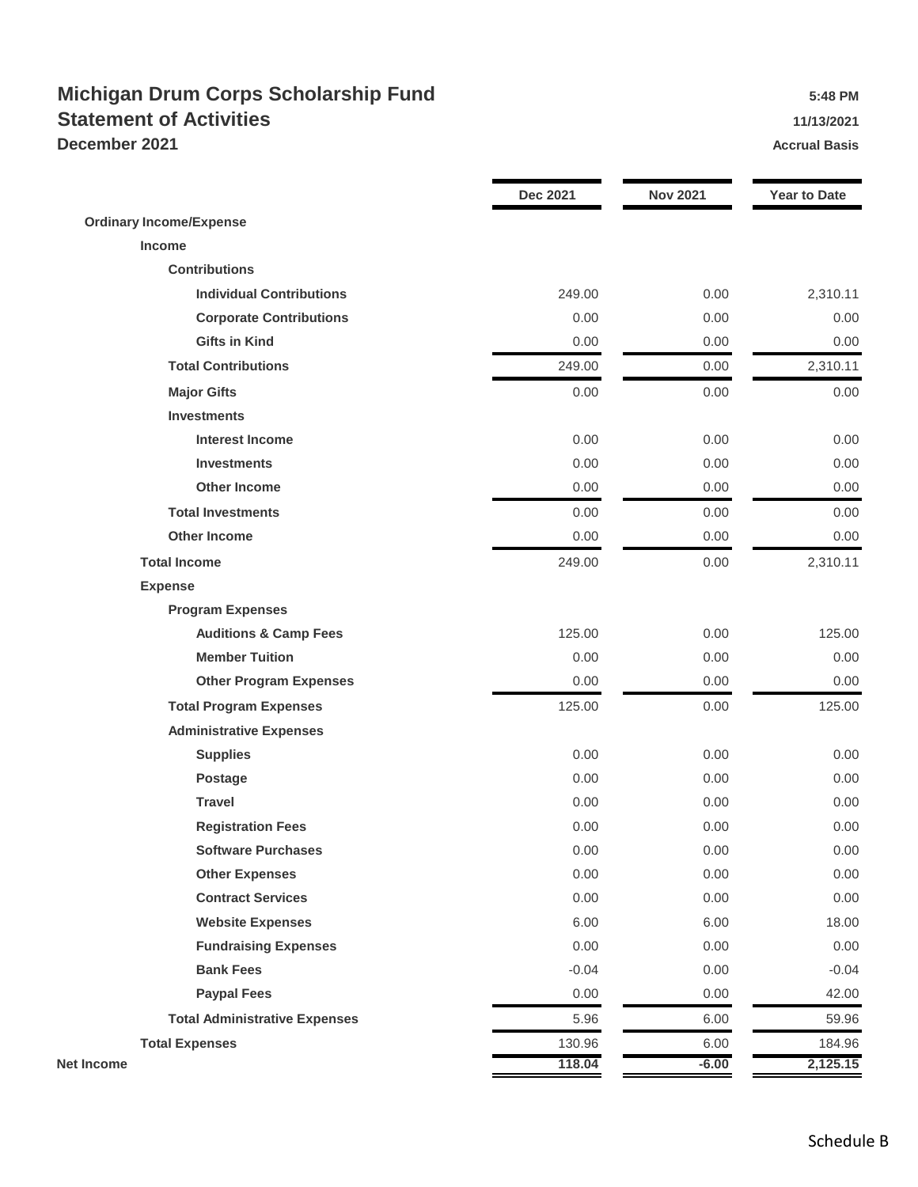# Michigan Drum Corps Scholarship Fund

## Statement of Activities

### December 2021

5:48 PM
11/13/2021
Accrual Basis

| | Dec 2021 | Nov 2021 | Year to Date |
|---|---|---|---|
| **Ordinary Income/Expense** | | | |
| **Income** | | | |
| **Contributions** | | | |
| **Individual Contributions** | 249.00 | 0.00 | 2,310.11 |
| **Corporate Contributions** | 0.00 | 0.00 | 0.00 |
| **Gifts in Kind** | 0.00 | 0.00 | 0.00 |
| **Total Contributions** | 249.00 | 0.00 | 2,310.11 |
| **Major Gifts** | 0.00 | 0.00 | 0.00 |
| **Investments** | | | |
| **Interest Income** | 0.00 | 0.00 | 0.00 |
| **Investments** | 0.00 | 0.00 | 0.00 |
| **Other Income** | 0.00 | 0.00 | 0.00 |
| **Total Investments** | 0.00 | 0.00 | 0.00 |
| **Other Income** | 0.00 | 0.00 | 0.00 |
| **Total Income** | 249.00 | 0.00 | 2,310.11 |
| **Expense** | | | |
| **Program Expenses** | | | |
| **Auditions & Camp Fees** | 125.00 | 0.00 | 125.00 |
| **Member Tuition** | 0.00 | 0.00 | 0.00 |
| **Other Program Expenses** | 0.00 | 0.00 | 0.00 |
| **Total Program Expenses** | 125.00 | 0.00 | 125.00 |
| **Administrative Expenses** | | | |
| **Supplies** | 0.00 | 0.00 | 0.00 |
| **Postage** | 0.00 | 0.00 | 0.00 |
| **Travel** | 0.00 | 0.00 | 0.00 |
| **Registration Fees** | 0.00 | 0.00 | 0.00 |
| **Software Purchases** | 0.00 | 0.00 | 0.00 |
| **Other Expenses** | 0.00 | 0.00 | 0.00 |
| **Contract Services** | 0.00 | 0.00 | 0.00 |
| **Website Expenses** | 6.00 | 6.00 | 18.00 |
| **Fundraising Expenses** | 0.00 | 0.00 | 0.00 |
| **Bank Fees** | -0.04 | 0.00 | -0.04 |
| **Paypal Fees** | 0.00 | 0.00 | 42.00 |
| **Total Administrative Expenses** | 5.96 | 6.00 | 59.96 |
| **Total Expenses** | 130.96 | 6.00 | 184.96 |
| **Net Income** | **118.04** | **-6.00** | **2,125.15** |

Schedule B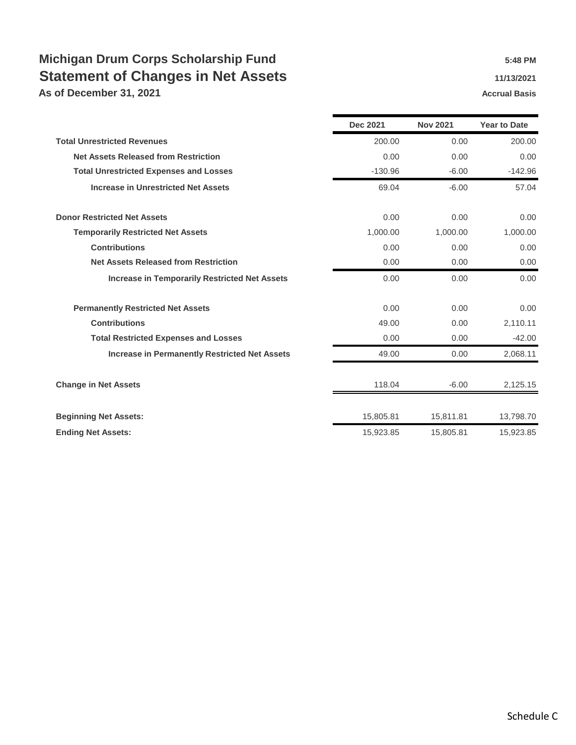# Michigan Drum Corps Scholarship Fund

## Statement of Changes in Net Assets

### As of December 31, 2021

5:48 PM
11/13/2021
Accrual Basis

| | Dec 2021 | Nov 2021 | Year to Date |
|---|---|---|---|
| **Total Unrestricted Revenues** | 200.00 | 0.00 | 200.00 |
| **Net Assets Released from Restriction** | 0.00 | 0.00 | 0.00 |
| **Total Unrestricted Expenses and Losses** | -130.96 | -6.00 | -142.96 |
| **Increase in Unrestricted Net Assets** | 69.04 | -6.00 | 57.04 |
| **Donor Restricted Net Assets** | 0.00 | 0.00 | 0.00 |
| **Temporarily Restricted Net Assets** | 1,000.00 | 1,000.00 | 1,000.00 |
| **Contributions** | 0.00 | 0.00 | 0.00 |
| **Net Assets Released from Restriction** | 0.00 | 0.00 | 0.00 |
| **Increase in Temporarily Restricted Net Assets** | 0.00 | 0.00 | 0.00 |
| **Permanently Restricted Net Assets** | 0.00 | 0.00 | 0.00 |
| **Contributions** | 49.00 | 0.00 | 2,110.11 |
| **Total Restricted Expenses and Losses** | 0.00 | 0.00 | -42.00 |
| **Increase in Permanently Restricted Net Assets** | 49.00 | 0.00 | 2,068.11 |
| **Change in Net Assets** | 118.04 | -6.00 | 2,125.15 |
| **Beginning Net Assets:** | 15,805.81 | 15,811.81 | 13,798.70 |
| **Ending Net Assets:** | 15,923.85 | 15,805.81 | 15,923.85 |

Schedule C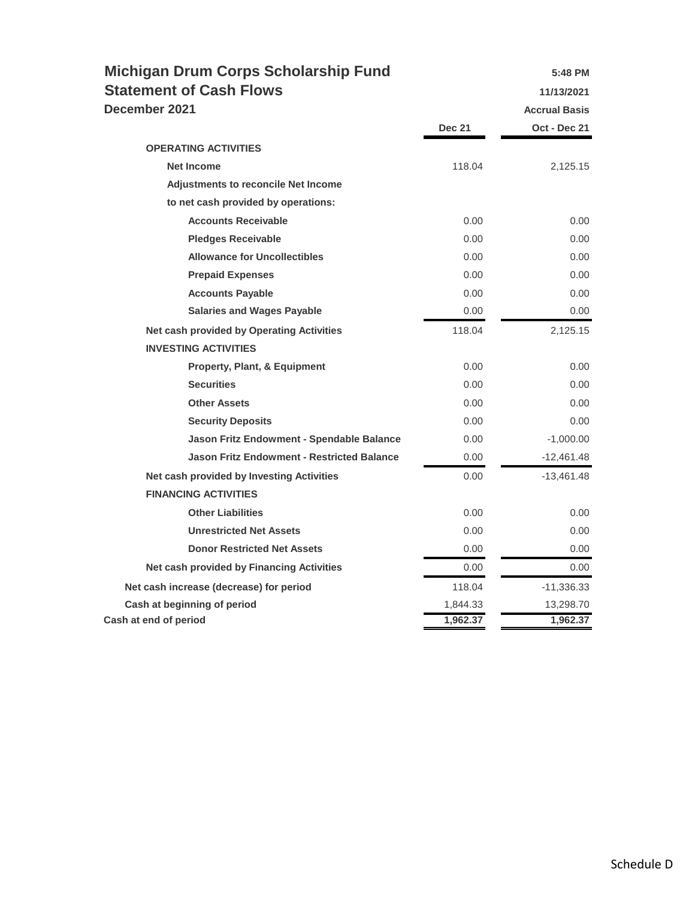# Michigan Drum Corps Scholarship Fund

## Statement of Cash Flows

### December 2021

5:48 PM
11/13/2021
Accrual Basis

| | Dec 21 | Oct - Dec 21 |
|---|---|---|
| **OPERATING ACTIVITIES** | | |
| **Net Income** | 118.04 | 2,125.15 |
| **Adjustments to reconcile Net Income** | | |
| **to net cash provided by operations:** | | |
| **Accounts Receivable** | 0.00 | 0.00 |
| **Pledges Receivable** | 0.00 | 0.00 |
| **Allowance for Uncollectibles** | 0.00 | 0.00 |
| **Prepaid Expenses** | 0.00 | 0.00 |
| **Accounts Payable** | 0.00 | 0.00 |
| **Salaries and Wages Payable** | 0.00 | 0.00 |
| **Net cash provided by Operating Activities** | 118.04 | 2,125.15 |
| **INVESTING ACTIVITIES** | | |
| **Property, Plant, & Equipment** | 0.00 | 0.00 |
| **Securities** | 0.00 | 0.00 |
| **Other Assets** | 0.00 | 0.00 |
| **Security Deposits** | 0.00 | 0.00 |
| **Jason Fritz Endowment - Spendable Balance** | 0.00 | -1,000.00 |
| **Jason Fritz Endowment - Restricted Balance** | 0.00 | -12,461.48 |
| **Net cash provided by Investing Activities** | 0.00 | -13,461.48 |
| **FINANCING ACTIVITIES** | | |
| **Other Liabilities** | 0.00 | 0.00 |
| **Unrestricted Net Assets** | 0.00 | 0.00 |
| **Donor Restricted Net Assets** | 0.00 | 0.00 |
| **Net cash provided by Financing Activities** | 0.00 | 0.00 |
| **Net cash increase (decrease) for period** | 118.04 | -11,336.33 |
| **Cash at beginning of period** | 1,844.33 | 13,298.70 |
| **Cash at end of period** | **1,962.37** | **1,962.37** |

Schedule D